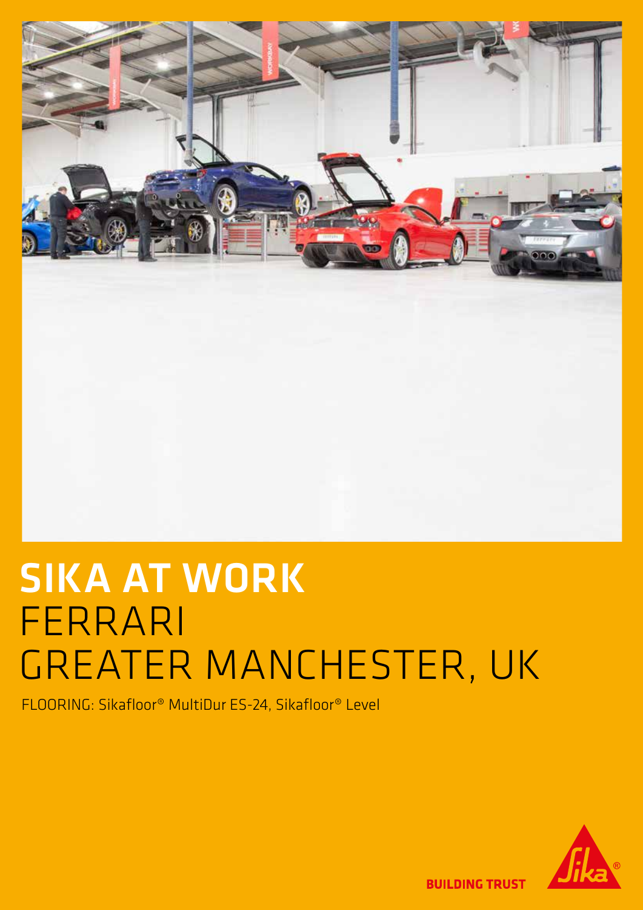# SIKA AT WORK
## FERRARI
## GREATER MANCHESTER, UK

FLOORING: Sikafloor® MultiDur ES-24, Sikafloor® Level

BUILDING TRUST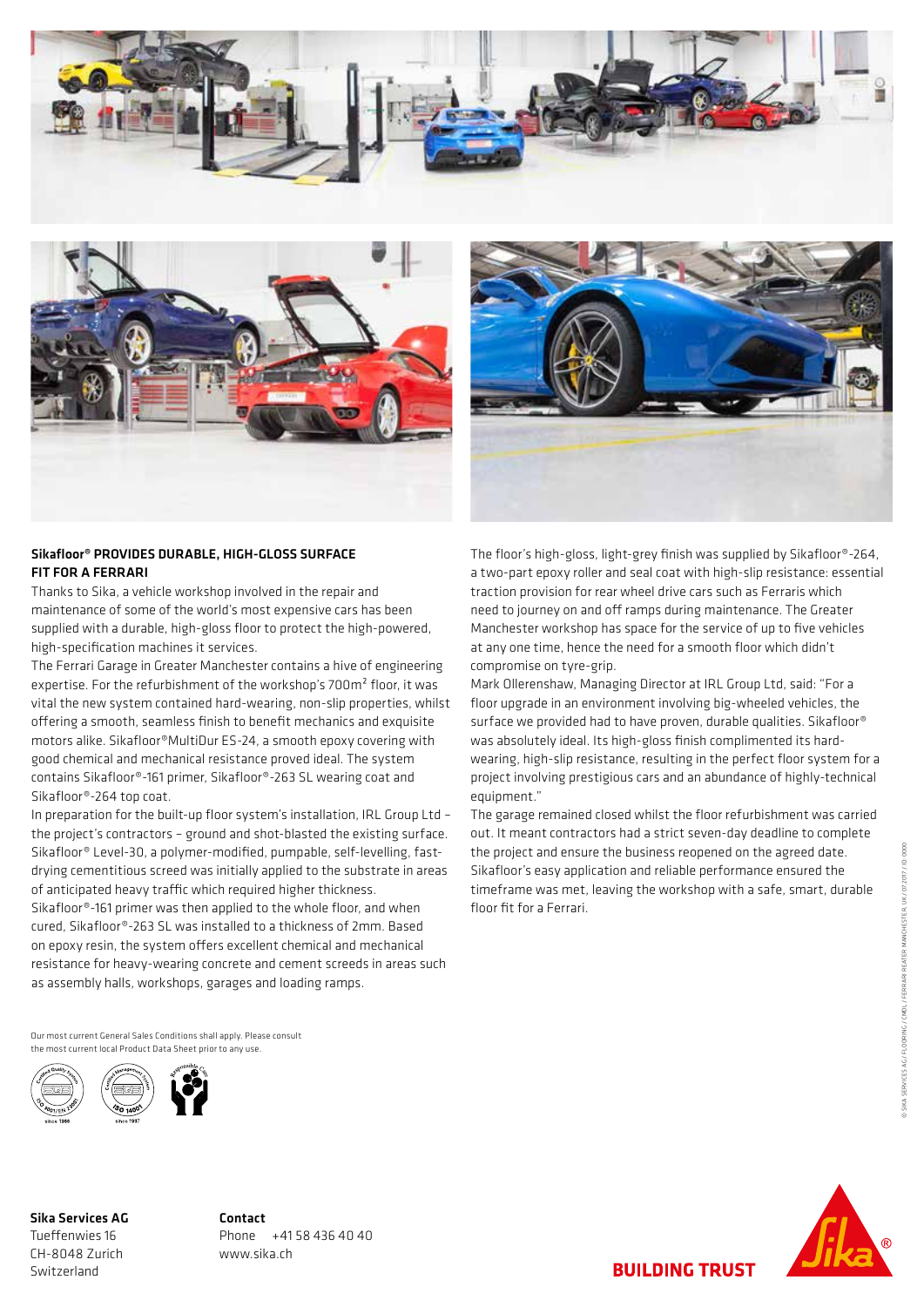## Sikafloor® PROVIDES DURABLE, HIGH-GLOSS SURFACE FIT FOR A FERRARI

Thanks to Sika, a vehicle workshop involved in the repair and maintenance of some of the world's most expensive cars has been supplied with a durable, high-gloss floor to protect the high-powered, high-specification machines it services.

The Ferrari Garage in Greater Manchester contains a hive of engineering expertise. For the refurbishment of the workshop's 700m² floor, it was vital the new system contained hard-wearing, non-slip properties, whilst offering a smooth, seamless finish to benefit mechanics and exquisite motors alike. Sikafloor®MultiDur ES-24, a smooth epoxy covering with good chemical and mechanical resistance proved ideal. The system contains Sikafloor®-161 primer, Sikafloor®-263 SL wearing coat and Sikafloor®-264 top coat.

In preparation for the built-up floor system's installation, IRL Group Ltd – the project's contractors – ground and shot-blasted the existing surface. Sikafloor® Level-30, a polymer-modified, pumpable, self-levelling, fast-drying cementitious screed was initially applied to the substrate in areas of anticipated heavy traffic which required higher thickness. Sikafloor®-161 primer was then applied to the whole floor, and when cured, Sikafloor®-263 SL was installed to a thickness of 2mm. Based on epoxy resin, the system offers excellent chemical and mechanical resistance for heavy-wearing concrete and cement screeds in areas such as assembly halls, workshops, garages and loading ramps.

The floor's high-gloss, light-grey finish was supplied by Sikafloor®-264, a two-part epoxy roller and seal coat with high-slip resistance: essential traction provision for rear wheel drive cars such as Ferraris which need to journey on and off ramps during maintenance. The Greater Manchester workshop has space for the service of up to five vehicles at any one time, hence the need for a smooth floor which didn't compromise on tyre-grip.

Mark Ollerenshaw, Managing Director at IRL Group Ltd, said: "For a floor upgrade in an environment involving big-wheeled vehicles, the surface we provided had to have proven, durable qualities. Sikafloor® was absolutely ideal. Its high-gloss finish complimented its hard-wearing, high-slip resistance, resulting in the perfect floor system for a project involving prestigious cars and an abundance of highly-technical equipment."

The garage remained closed whilst the floor refurbishment was carried out. It meant contractors had a strict seven-day deadline to complete the project and ensure the business reopened on the agreed date. Sikafloor's easy application and reliable performance ensured the timeframe was met, leaving the workshop with a safe, smart, durable floor fit for a Ferrari.

Our most current General Sales Conditions shall apply. Please consult the most current local Product Data Sheet prior to any use.

**Sika Services AG**
Tueffenwies 16
CH-8048 Zurich
Switzerland

**Contact**
Phone +41 58 436 40 40
www.sika.ch

**BUILDING TRUST**

© SIKA SERVICES AG / FLOORING / CMDL / FERRARI REATER MANCHESTER, UK / 07.2017 / ID: 0000